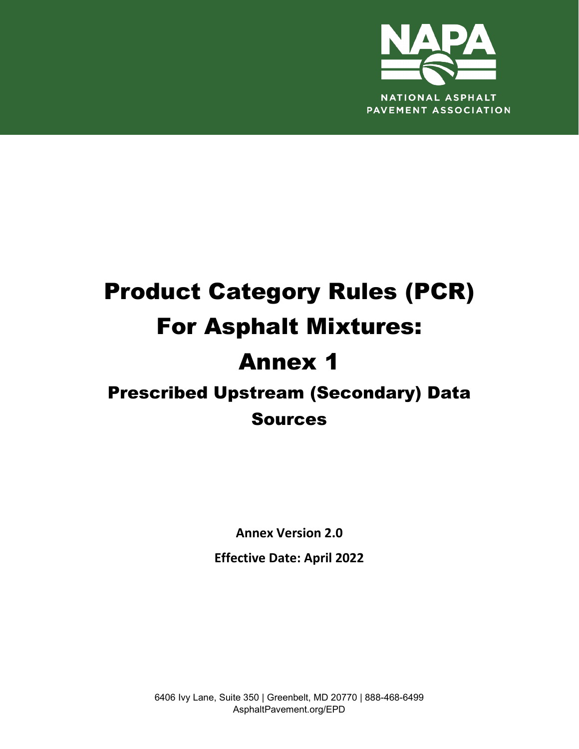NAPA

NATIONAL ASPHALT PAVEMENT ASSOCIATION

# Product Category Rules (PCR) For Asphalt Mixtures: Annex 1

## Prescribed Upstream (Secondary) Data Sources

**Annex Version 2.0**

**Effective Date: April 2022**

6406 Ivy Lane, Suite 350 | Greenbelt, MD 20770 | 888-468-6499
AsphaltPavement.org/EPD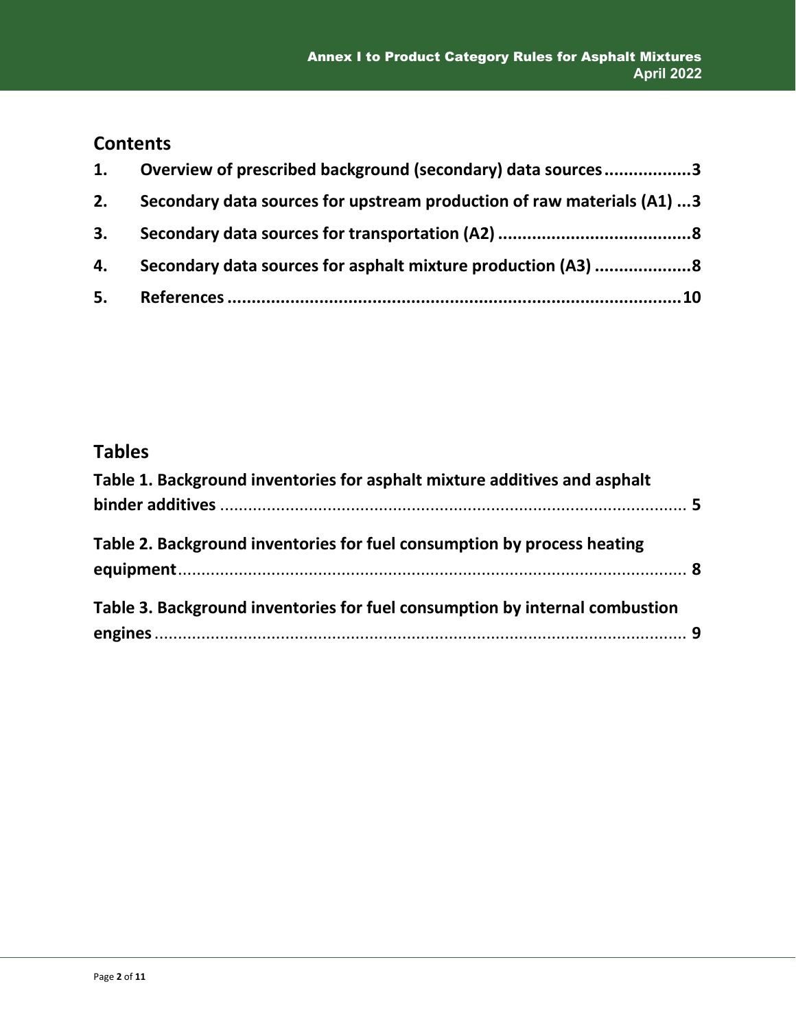## Contents

1. Overview of prescribed background (secondary) data sources ..................3
2. Secondary data sources for upstream production of raw materials (A1) ...3
3. Secondary data sources for transportation (A2) ........................................8
4. Secondary data sources for asphalt mixture production (A3) ....................8
5. References ............................................................................................10

## Tables

Table 1. Background inventories for asphalt mixture additives and asphalt binder additives .................................................................................................... 5

Table 2. Background inventories for fuel consumption by process heating equipment............................................................................................................. 8

Table 3. Background inventories for fuel consumption by internal combustion engines.................................................................................................................. 9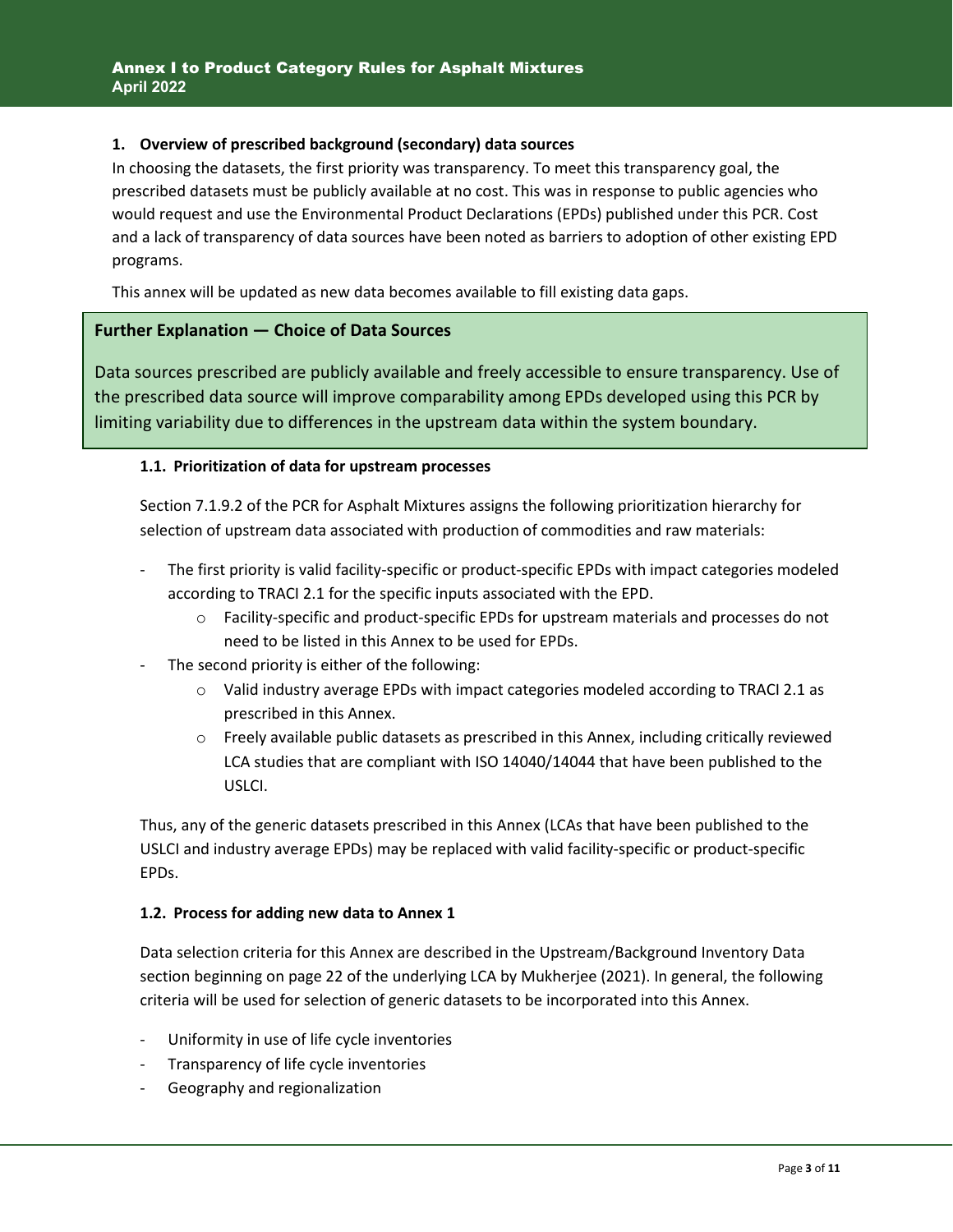## 1. Overview of prescribed background (secondary) data sources

In choosing the datasets, the first priority was transparency. To meet this transparency goal, the prescribed datasets must be publicly available at no cost. This was in response to public agencies who would request and use the Environmental Product Declarations (EPDs) published under this PCR. Cost and a lack of transparency of data sources have been noted as barriers to adoption of other existing EPD programs.

This annex will be updated as new data becomes available to fill existing data gaps.

> **Further Explanation — Choice of Data Sources**
>
> Data sources prescribed are publicly available and freely accessible to ensure transparency. Use of the prescribed data source will improve comparability among EPDs developed using this PCR by limiting variability due to differences in the upstream data within the system boundary.

### 1.1. Prioritization of data for upstream processes

Section 7.1.9.2 of the PCR for Asphalt Mixtures assigns the following prioritization hierarchy for selection of upstream data associated with production of commodities and raw materials:

- The first priority is valid facility-specific or product-specific EPDs with impact categories modeled according to TRACI 2.1 for the specific inputs associated with the EPD.
  - Facility-specific and product-specific EPDs for upstream materials and processes do not need to be listed in this Annex to be used for EPDs.
- The second priority is either of the following:
  - Valid industry average EPDs with impact categories modeled according to TRACI 2.1 as prescribed in this Annex.
  - Freely available public datasets as prescribed in this Annex, including critically reviewed LCA studies that are compliant with ISO 14040/14044 that have been published to the USLCI.

Thus, any of the generic datasets prescribed in this Annex (LCAs that have been published to the USLCI and industry average EPDs) may be replaced with valid facility-specific or product-specific EPDs.

### 1.2. Process for adding new data to Annex 1

Data selection criteria for this Annex are described in the Upstream/Background Inventory Data section beginning on page 22 of the underlying LCA by Mukherjee (2021). In general, the following criteria will be used for selection of generic datasets to be incorporated into this Annex.

- Uniformity in use of life cycle inventories
- Transparency of life cycle inventories
- Geography and regionalization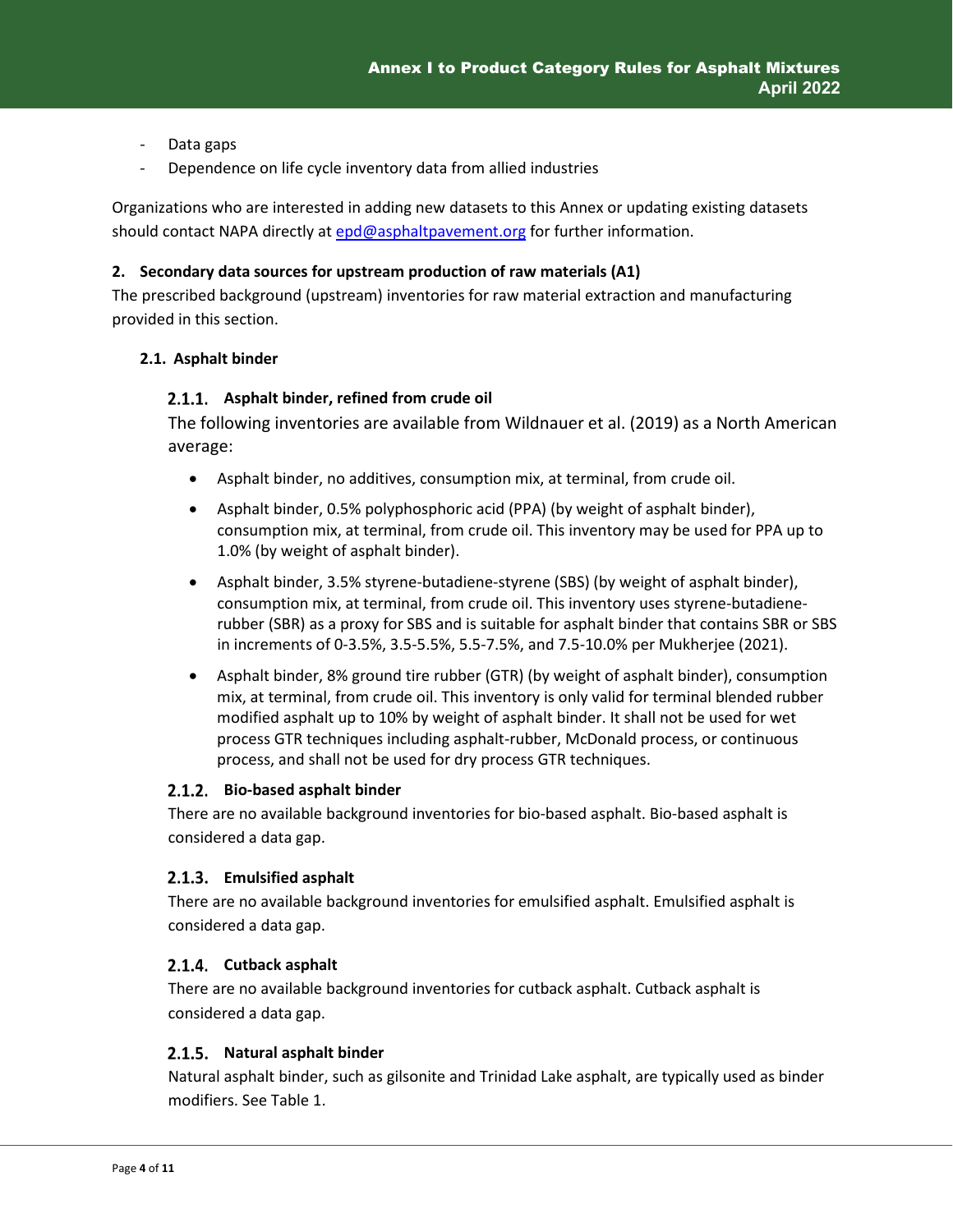- Data gaps
- Dependence on life cycle inventory data from allied industries

Organizations who are interested in adding new datasets to this Annex or updating existing datasets should contact NAPA directly at epd@asphaltpavement.org for further information.

## 2. Secondary data sources for upstream production of raw materials (A1)

The prescribed background (upstream) inventories for raw material extraction and manufacturing provided in this section.

### 2.1. Asphalt binder

#### 2.1.1. Asphalt binder, refined from crude oil

The following inventories are available from Wildnauer et al. (2019) as a North American average:

- Asphalt binder, no additives, consumption mix, at terminal, from crude oil.
- Asphalt binder, 0.5% polyphosphoric acid (PPA) (by weight of asphalt binder), consumption mix, at terminal, from crude oil. This inventory may be used for PPA up to 1.0% (by weight of asphalt binder).
- Asphalt binder, 3.5% styrene-butadiene-styrene (SBS) (by weight of asphalt binder), consumption mix, at terminal, from crude oil. This inventory uses styrene-butadiene-rubber (SBR) as a proxy for SBS and is suitable for asphalt binder that contains SBR or SBS in increments of 0-3.5%, 3.5-5.5%, 5.5-7.5%, and 7.5-10.0% per Mukherjee (2021).
- Asphalt binder, 8% ground tire rubber (GTR) (by weight of asphalt binder), consumption mix, at terminal, from crude oil. This inventory is only valid for terminal blended rubber modified asphalt up to 10% by weight of asphalt binder. It shall not be used for wet process GTR techniques including asphalt-rubber, McDonald process, or continuous process, and shall not be used for dry process GTR techniques.

#### 2.1.2. Bio-based asphalt binder

There are no available background inventories for bio-based asphalt. Bio-based asphalt is considered a data gap.

#### 2.1.3. Emulsified asphalt

There are no available background inventories for emulsified asphalt. Emulsified asphalt is considered a data gap.

#### 2.1.4. Cutback asphalt

There are no available background inventories for cutback asphalt. Cutback asphalt is considered a data gap.

#### 2.1.5. Natural asphalt binder

Natural asphalt binder, such as gilsonite and Trinidad Lake asphalt, are typically used as binder modifiers. See Table 1.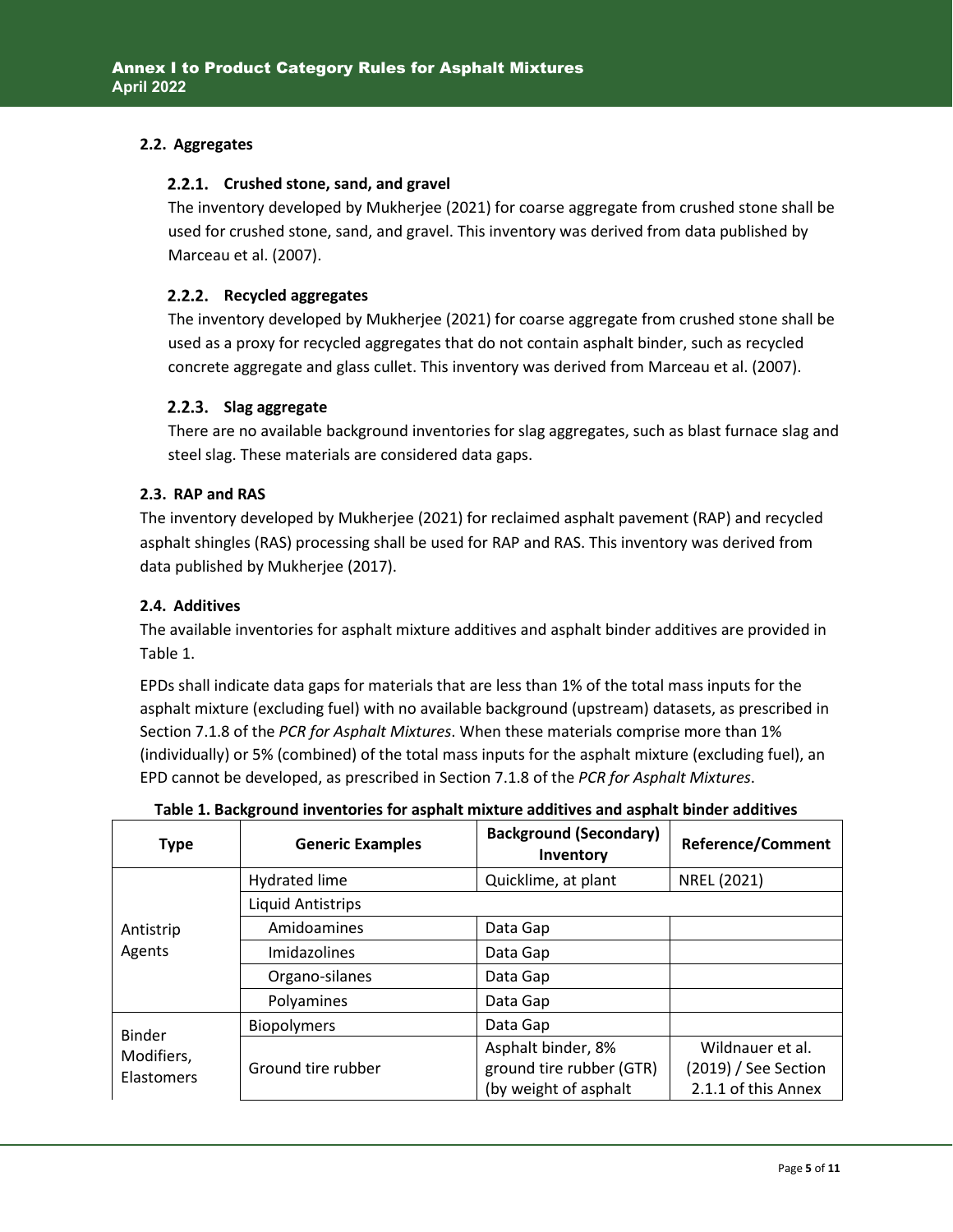## 2.2. Aggregates

### 2.2.1. Crushed stone, sand, and gravel

The inventory developed by Mukherjee (2021) for coarse aggregate from crushed stone shall be used for crushed stone, sand, and gravel. This inventory was derived from data published by Marceau et al. (2007).

### 2.2.2. Recycled aggregates

The inventory developed by Mukherjee (2021) for coarse aggregate from crushed stone shall be used as a proxy for recycled aggregates that do not contain asphalt binder, such as recycled concrete aggregate and glass cullet. This inventory was derived from Marceau et al. (2007).

### 2.2.3. Slag aggregate

There are no available background inventories for slag aggregates, such as blast furnace slag and steel slag. These materials are considered data gaps.

## 2.3. RAP and RAS

The inventory developed by Mukherjee (2021) for reclaimed asphalt pavement (RAP) and recycled asphalt shingles (RAS) processing shall be used for RAP and RAS. This inventory was derived from data published by Mukherjee (2017).

## 2.4. Additives

The available inventories for asphalt mixture additives and asphalt binder additives are provided in Table 1.

EPDs shall indicate data gaps for materials that are less than 1% of the total mass inputs for the asphalt mixture (excluding fuel) with no available background (upstream) datasets, as prescribed in Section 7.1.8 of the *PCR for Asphalt Mixtures*. When these materials comprise more than 1% (individually) or 5% (combined) of the total mass inputs for the asphalt mixture (excluding fuel), an EPD cannot be developed, as prescribed in Section 7.1.8 of the *PCR for Asphalt Mixtures*.

**Table 1. Background inventories for asphalt mixture additives and asphalt binder additives**

| Type | Generic Examples | Background (Secondary) Inventory | Reference/Comment |
|---|---|---|---|
| Antistrip Agents | Hydrated lime | Quicklime, at plant | NREL (2021) |
| | Liquid Antistrips | | |
| | Amidoamines | Data Gap | |
| | Imidazolines | Data Gap | |
| | Organo-silanes | Data Gap | |
| | Polyamines | Data Gap | |
| Binder Modifiers, Elastomers | Biopolymers | Data Gap | |
| | Ground tire rubber | Asphalt binder, 8% ground tire rubber (GTR) (by weight of asphalt | Wildnauer et al. (2019) / See Section 2.1.1 of this Annex |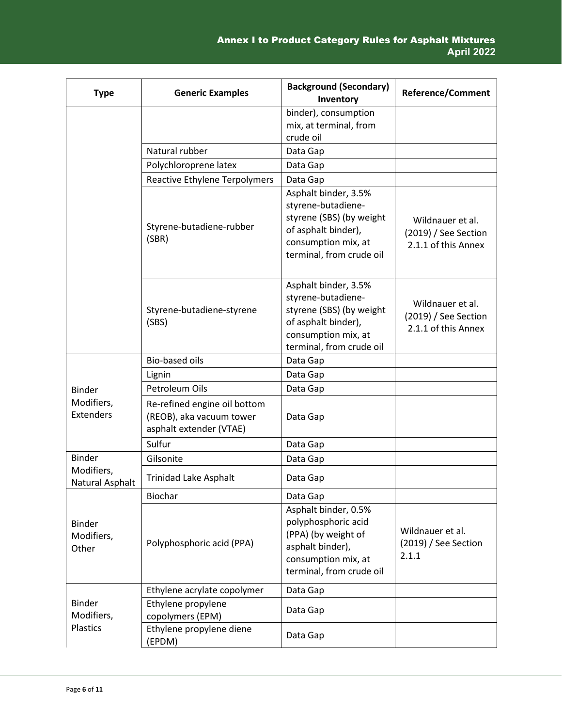| Type | Generic Examples | Background (Secondary) Inventory | Reference/Comment |
|---|---|---|---|
| | | binder), consumption mix, at terminal, from crude oil | |
| | Natural rubber | Data Gap | |
| | Polychloroprene latex | Data Gap | |
| | Reactive Ethylene Terpolymers | Data Gap | |
| | Styrene-butadiene-rubber (SBR) | Asphalt binder, 3.5% styrene-butadiene-styrene (SBS) (by weight of asphalt binder), consumption mix, at terminal, from crude oil | Wildnauer et al. (2019) / See Section 2.1.1 of this Annex |
| | Styrene-butadiene-styrene (SBS) | Asphalt binder, 3.5% styrene-butadiene-styrene (SBS) (by weight of asphalt binder), consumption mix, at terminal, from crude oil | Wildnauer et al. (2019) / See Section 2.1.1 of this Annex |
| Binder Modifiers, Extenders | Bio-based oils | Data Gap | |
| | Lignin | Data Gap | |
| | Petroleum Oils | Data Gap | |
| | Re-refined engine oil bottom (REOB), aka vacuum tower asphalt extender (VTAE) | Data Gap | |
| | Sulfur | Data Gap | |
| Binder Modifiers, Natural Asphalt | Gilsonite | Data Gap | |
| | Trinidad Lake Asphalt | Data Gap | |
| Binder Modifiers, Other | Biochar | Data Gap | |
| | Polyphosphoric acid (PPA) | Asphalt binder, 0.5% polyphosphoric acid (PPA) (by weight of asphalt binder), consumption mix, at terminal, from crude oil | Wildnauer et al. (2019) / See Section 2.1.1 |
| Binder Modifiers, Plastics | Ethylene acrylate copolymer | Data Gap | |
| | Ethylene propylene copolymers (EPM) | Data Gap | |
| | Ethylene propylene diene (EPDM) | Data Gap | |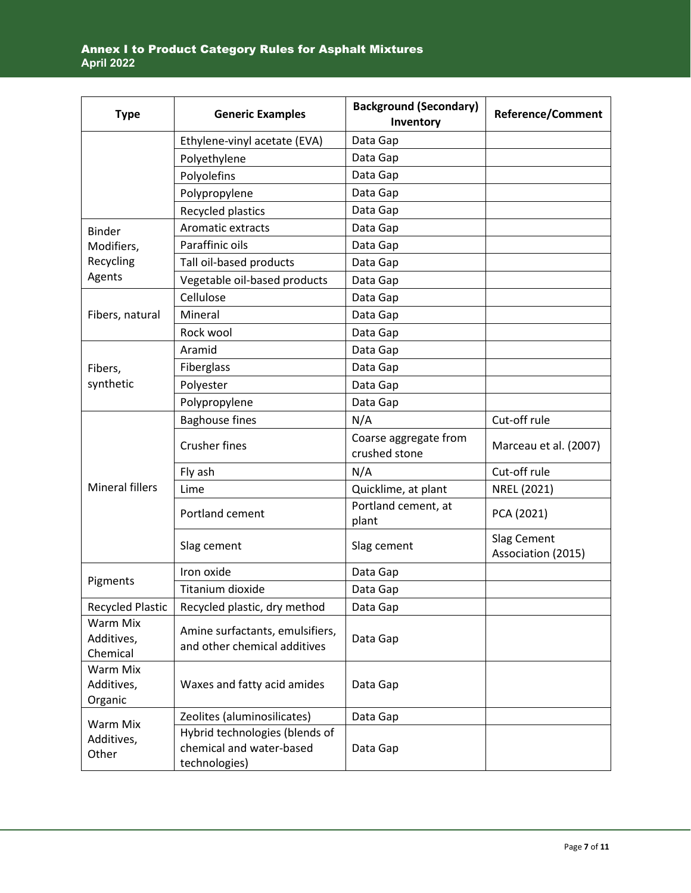| Type | Generic Examples | Background (Secondary) Inventory | Reference/Comment |
|---|---|---|---|
| | Ethylene-vinyl acetate (EVA) | Data Gap | |
| | Polyethylene | Data Gap | |
| | Polyolefins | Data Gap | |
| | Polypropylene | Data Gap | |
| | Recycled plastics | Data Gap | |
| Binder Modifiers, Recycling Agents | Aromatic extracts | Data Gap | |
| | Paraffinic oils | Data Gap | |
| | Tall oil-based products | Data Gap | |
| | Vegetable oil-based products | Data Gap | |
| Fibers, natural | Cellulose | Data Gap | |
| | Mineral | Data Gap | |
| | Rock wool | Data Gap | |
| Fibers, synthetic | Aramid | Data Gap | |
| | Fiberglass | Data Gap | |
| | Polyester | Data Gap | |
| | Polypropylene | Data Gap | |
| Mineral fillers | Baghouse fines | N/A | Cut-off rule |
| | Crusher fines | Coarse aggregate from crushed stone | Marceau et al. (2007) |
| | Fly ash | N/A | Cut-off rule |
| | Lime | Quicklime, at plant | NREL (2021) |
| | Portland cement | Portland cement, at plant | PCA (2021) |
| | Slag cement | Slag cement | Slag Cement Association (2015) |
| Pigments | Iron oxide | Data Gap | |
| | Titanium dioxide | Data Gap | |
| Recycled Plastic | Recycled plastic, dry method | Data Gap | |
| Warm Mix Additives, Chemical | Amine surfactants, emulsifiers, and other chemical additives | Data Gap | |
| Warm Mix Additives, Organic | Waxes and fatty acid amides | Data Gap | |
| Warm Mix Additives, Other | Zeolites (aluminosilicates) | Data Gap | |
| | Hybrid technologies (blends of chemical and water-based technologies) | Data Gap | |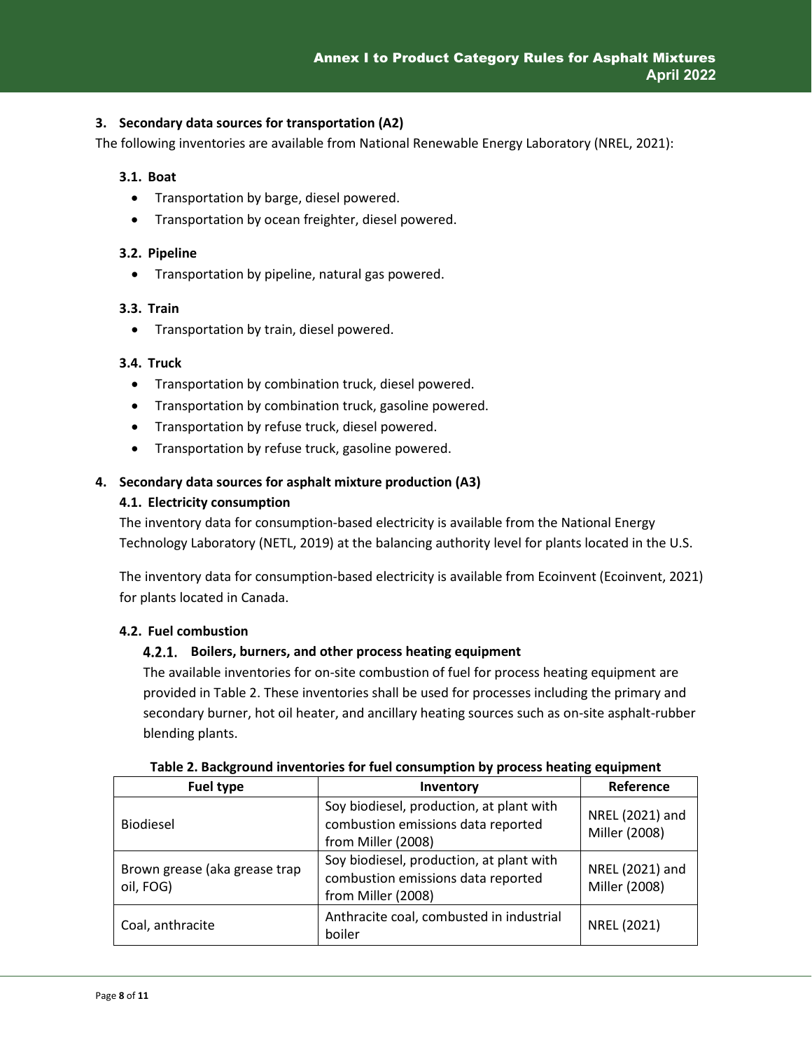## 3. Secondary data sources for transportation (A2)

The following inventories are available from National Renewable Energy Laboratory (NREL, 2021):

### 3.1. Boat

- Transportation by barge, diesel powered.
- Transportation by ocean freighter, diesel powered.

### 3.2. Pipeline

- Transportation by pipeline, natural gas powered.

### 3.3. Train

- Transportation by train, diesel powered.

### 3.4. Truck

- Transportation by combination truck, diesel powered.
- Transportation by combination truck, gasoline powered.
- Transportation by refuse truck, diesel powered.
- Transportation by refuse truck, gasoline powered.

## 4. Secondary data sources for asphalt mixture production (A3)

### 4.1. Electricity consumption

The inventory data for consumption-based electricity is available from the National Energy Technology Laboratory (NETL, 2019) at the balancing authority level for plants located in the U.S.

The inventory data for consumption-based electricity is available from Ecoinvent (Ecoinvent, 2021) for plants located in Canada.

### 4.2. Fuel combustion

#### 4.2.1. Boilers, burners, and other process heating equipment

The available inventories for on-site combustion of fuel for process heating equipment are provided in Table 2. These inventories shall be used for processes including the primary and secondary burner, hot oil heater, and ancillary heating sources such as on-site asphalt-rubber blending plants.

**Table 2. Background inventories for fuel consumption by process heating equipment**

| Fuel type | Inventory | Reference |
|---|---|---|
| Biodiesel | Soy biodiesel, production, at plant with combustion emissions data reported from Miller (2008) | NREL (2021) and Miller (2008) |
| Brown grease (aka grease trap oil, FOG) | Soy biodiesel, production, at plant with combustion emissions data reported from Miller (2008) | NREL (2021) and Miller (2008) |
| Coal, anthracite | Anthracite coal, combusted in industrial boiler | NREL (2021) |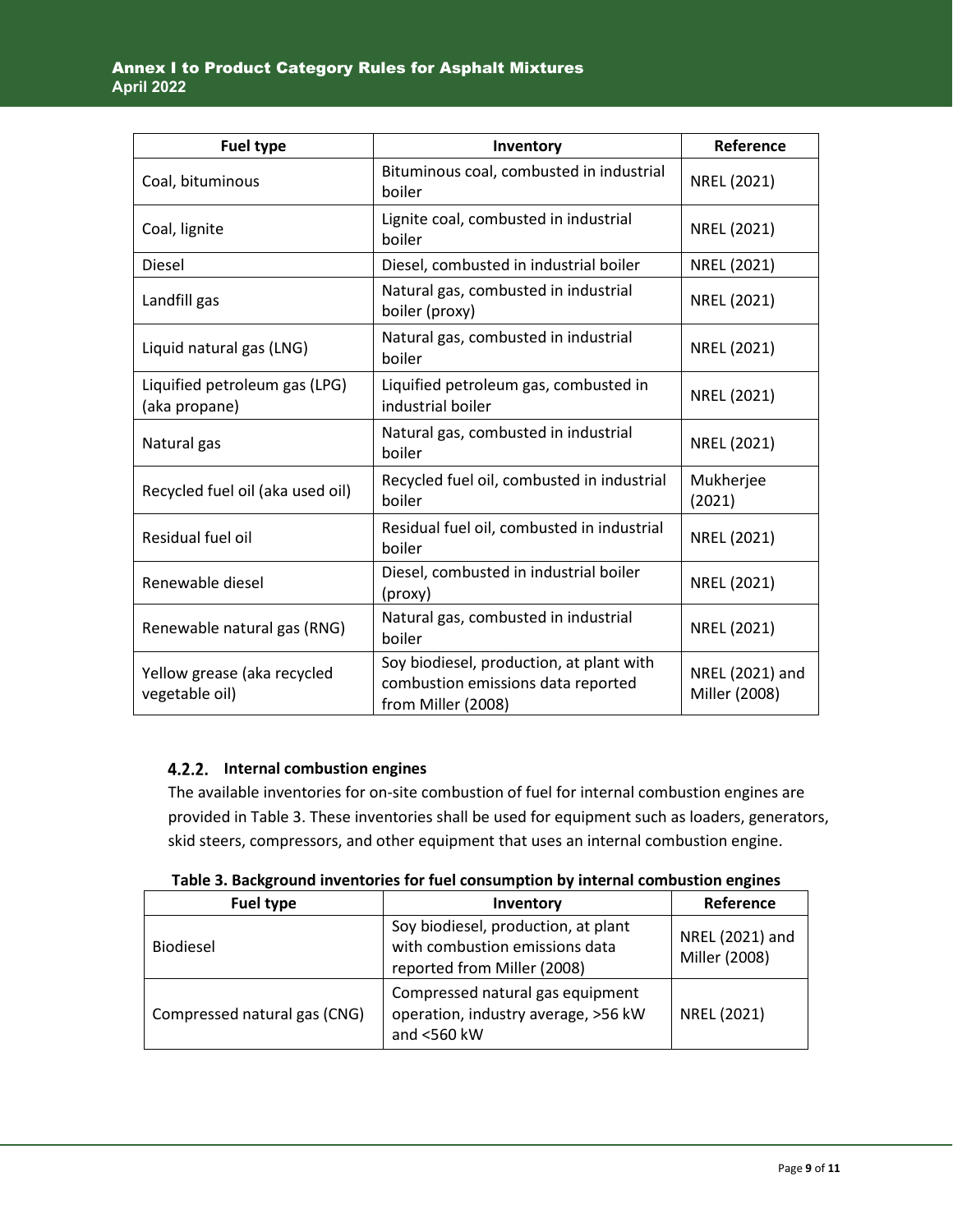| Fuel type | Inventory | Reference |
|---|---|---|
| Coal, bituminous | Bituminous coal, combusted in industrial boiler | NREL (2021) |
| Coal, lignite | Lignite coal, combusted in industrial boiler | NREL (2021) |
| Diesel | Diesel, combusted in industrial boiler | NREL (2021) |
| Landfill gas | Natural gas, combusted in industrial boiler (proxy) | NREL (2021) |
| Liquid natural gas (LNG) | Natural gas, combusted in industrial boiler | NREL (2021) |
| Liquified petroleum gas (LPG) (aka propane) | Liquified petroleum gas, combusted in industrial boiler | NREL (2021) |
| Natural gas | Natural gas, combusted in industrial boiler | NREL (2021) |
| Recycled fuel oil (aka used oil) | Recycled fuel oil, combusted in industrial boiler | Mukherjee (2021) |
| Residual fuel oil | Residual fuel oil, combusted in industrial boiler | NREL (2021) |
| Renewable diesel | Diesel, combusted in industrial boiler (proxy) | NREL (2021) |
| Renewable natural gas (RNG) | Natural gas, combusted in industrial boiler | NREL (2021) |
| Yellow grease (aka recycled vegetable oil) | Soy biodiesel, production, at plant with combustion emissions data reported from Miller (2008) | NREL (2021) and Miller (2008) |

### 4.2.2. Internal combustion engines

The available inventories for on-site combustion of fuel for internal combustion engines are provided in Table 3. These inventories shall be used for equipment such as loaders, generators, skid steers, compressors, and other equipment that uses an internal combustion engine.

**Table 3. Background inventories for fuel consumption by internal combustion engines**

| Fuel type | Inventory | Reference |
|---|---|---|
| Biodiesel | Soy biodiesel, production, at plant with combustion emissions data reported from Miller (2008) | NREL (2021) and Miller (2008) |
| Compressed natural gas (CNG) | Compressed natural gas equipment operation, industry average, >56 kW and <560 kW | NREL (2021) |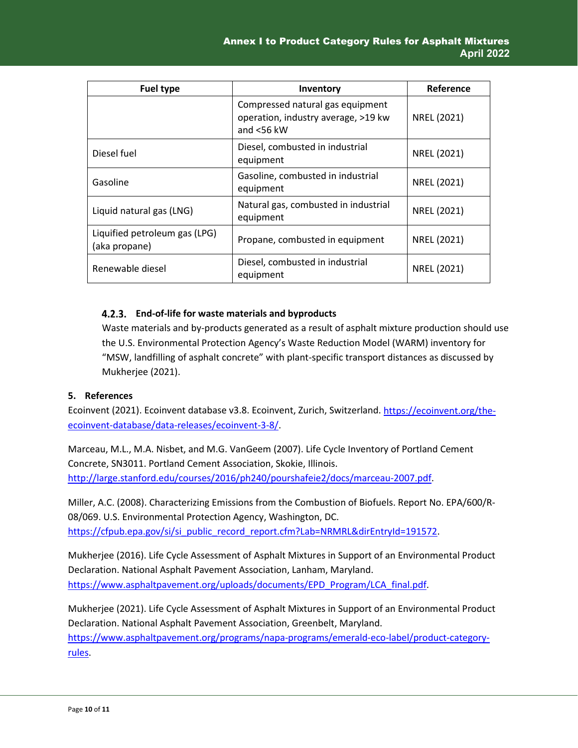| Fuel type | Inventory | Reference |
|---|---|---|
| | Compressed natural gas equipment operation, industry average, >19 kw and <56 kW | NREL (2021) |
| Diesel fuel | Diesel, combusted in industrial equipment | NREL (2021) |
| Gasoline | Gasoline, combusted in industrial equipment | NREL (2021) |
| Liquid natural gas (LNG) | Natural gas, combusted in industrial equipment | NREL (2021) |
| Liquified petroleum gas (LPG) (aka propane) | Propane, combusted in equipment | NREL (2021) |
| Renewable diesel | Diesel, combusted in industrial equipment | NREL (2021) |

### 4.2.3. End-of-life for waste materials and byproducts

Waste materials and by-products generated as a result of asphalt mixture production should use the U.S. Environmental Protection Agency's Waste Reduction Model (WARM) inventory for "MSW, landfilling of asphalt concrete" with plant-specific transport distances as discussed by Mukherjee (2021).

## 5. References

Ecoinvent (2021). Ecoinvent database v3.8. Ecoinvent, Zurich, Switzerland. https://ecoinvent.org/the-ecoinvent-database/data-releases/ecoinvent-3-8/.

Marceau, M.L., M.A. Nisbet, and M.G. VanGeem (2007). Life Cycle Inventory of Portland Cement Concrete, SN3011. Portland Cement Association, Skokie, Illinois. http://large.stanford.edu/courses/2016/ph240/pourshafeie2/docs/marceau-2007.pdf.

Miller, A.C. (2008). Characterizing Emissions from the Combustion of Biofuels. Report No. EPA/600/R-08/069. U.S. Environmental Protection Agency, Washington, DC. https://cfpub.epa.gov/si/si_public_record_report.cfm?Lab=NRMRL&dirEntryId=191572.

Mukherjee (2016). Life Cycle Assessment of Asphalt Mixtures in Support of an Environmental Product Declaration. National Asphalt Pavement Association, Lanham, Maryland. https://www.asphaltpavement.org/uploads/documents/EPD_Program/LCA_final.pdf.

Mukherjee (2021). Life Cycle Assessment of Asphalt Mixtures in Support of an Environmental Product Declaration. National Asphalt Pavement Association, Greenbelt, Maryland. https://www.asphaltpavement.org/programs/napa-programs/emerald-eco-label/product-category-rules.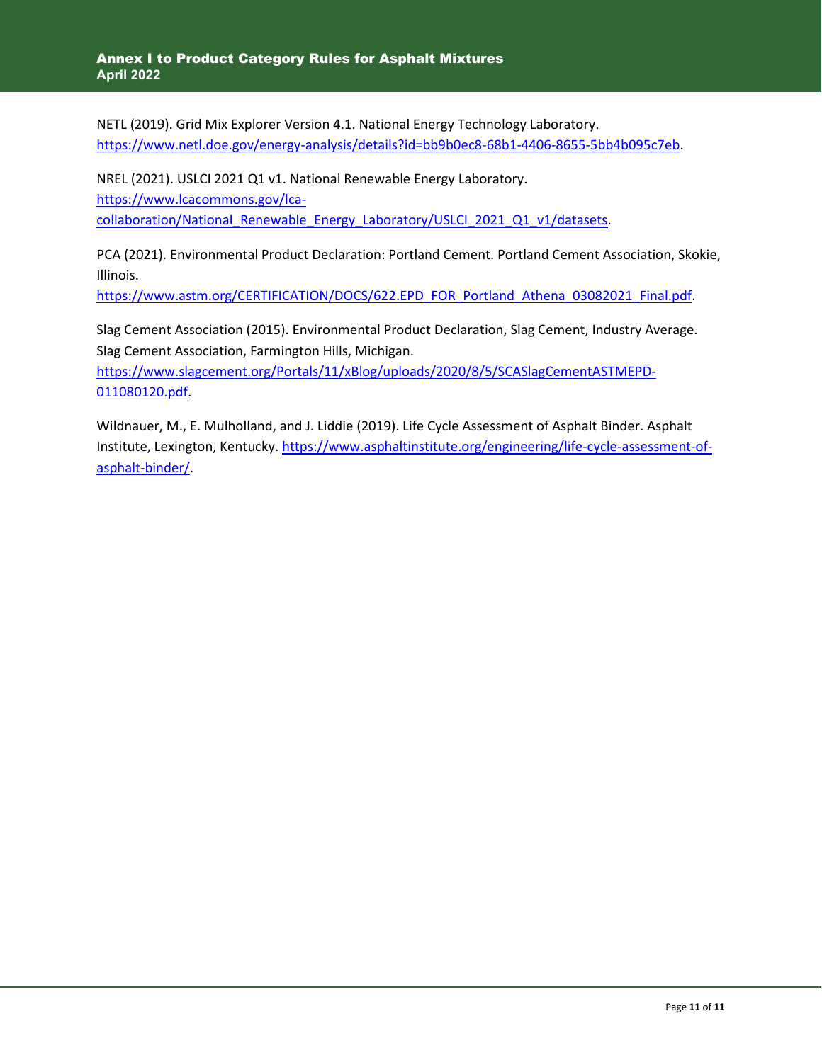NETL (2019). Grid Mix Explorer Version 4.1. National Energy Technology Laboratory. https://www.netl.doe.gov/energy-analysis/details?id=bb9b0ec8-68b1-4406-8655-5bb4b095c7eb.

NREL (2021). USLCI 2021 Q1 v1. National Renewable Energy Laboratory. https://www.lcacommons.gov/lca-collaboration/National_Renewable_Energy_Laboratory/USLCI_2021_Q1_v1/datasets.

PCA (2021). Environmental Product Declaration: Portland Cement. Portland Cement Association, Skokie, Illinois. https://www.astm.org/CERTIFICATION/DOCS/622.EPD_FOR_Portland_Athena_03082021_Final.pdf.

Slag Cement Association (2015). Environmental Product Declaration, Slag Cement, Industry Average. Slag Cement Association, Farmington Hills, Michigan. https://www.slagcement.org/Portals/11/xBlog/uploads/2020/8/5/SCASlagCementASTMEPD-011080120.pdf.

Wildnauer, M., E. Mulholland, and J. Liddie (2019). Life Cycle Assessment of Asphalt Binder. Asphalt Institute, Lexington, Kentucky. https://www.asphaltinstitute.org/engineering/life-cycle-assessment-of-asphalt-binder/.